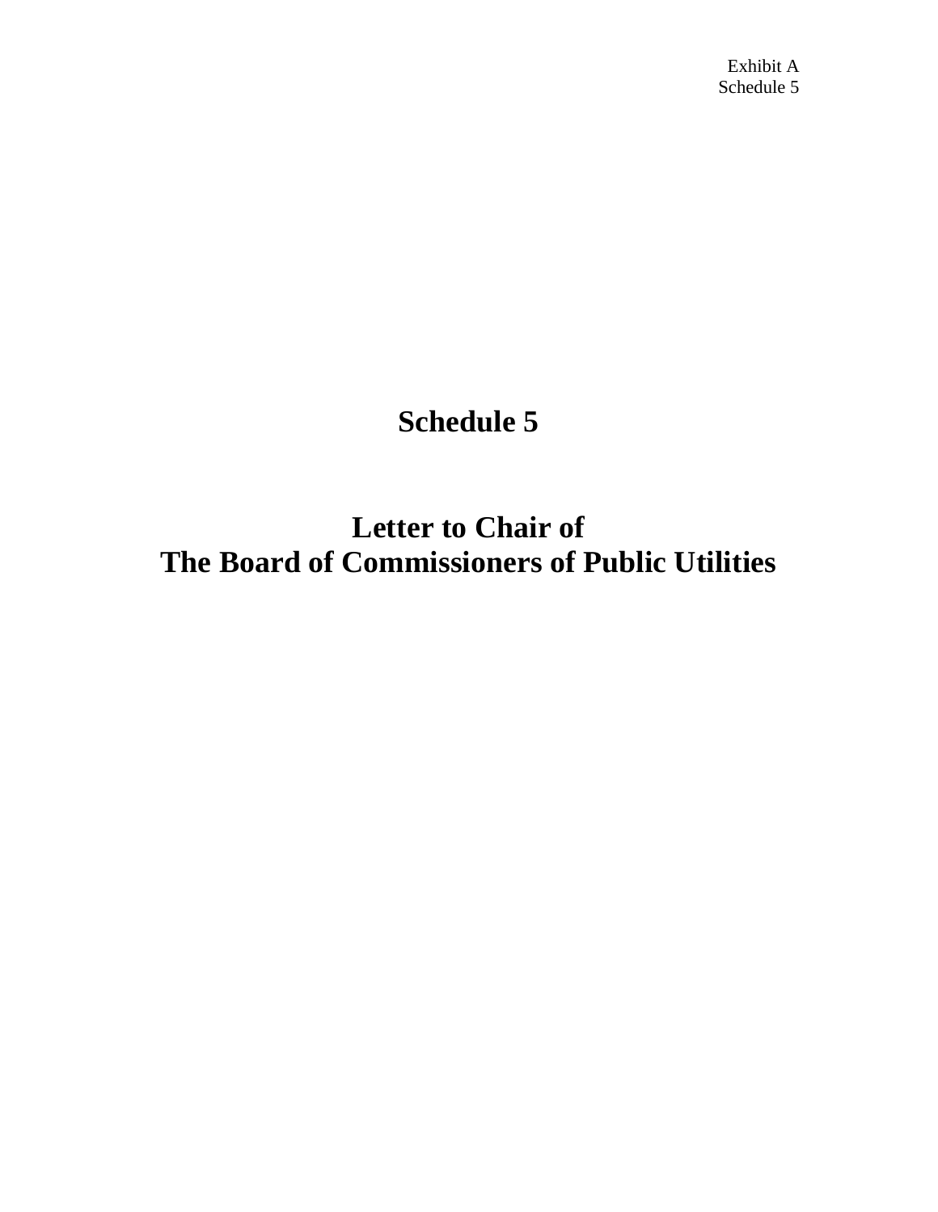Exhibit A
Schedule 5

# Schedule 5

# Letter to Chair of The Board of Commissioners of Public Utilities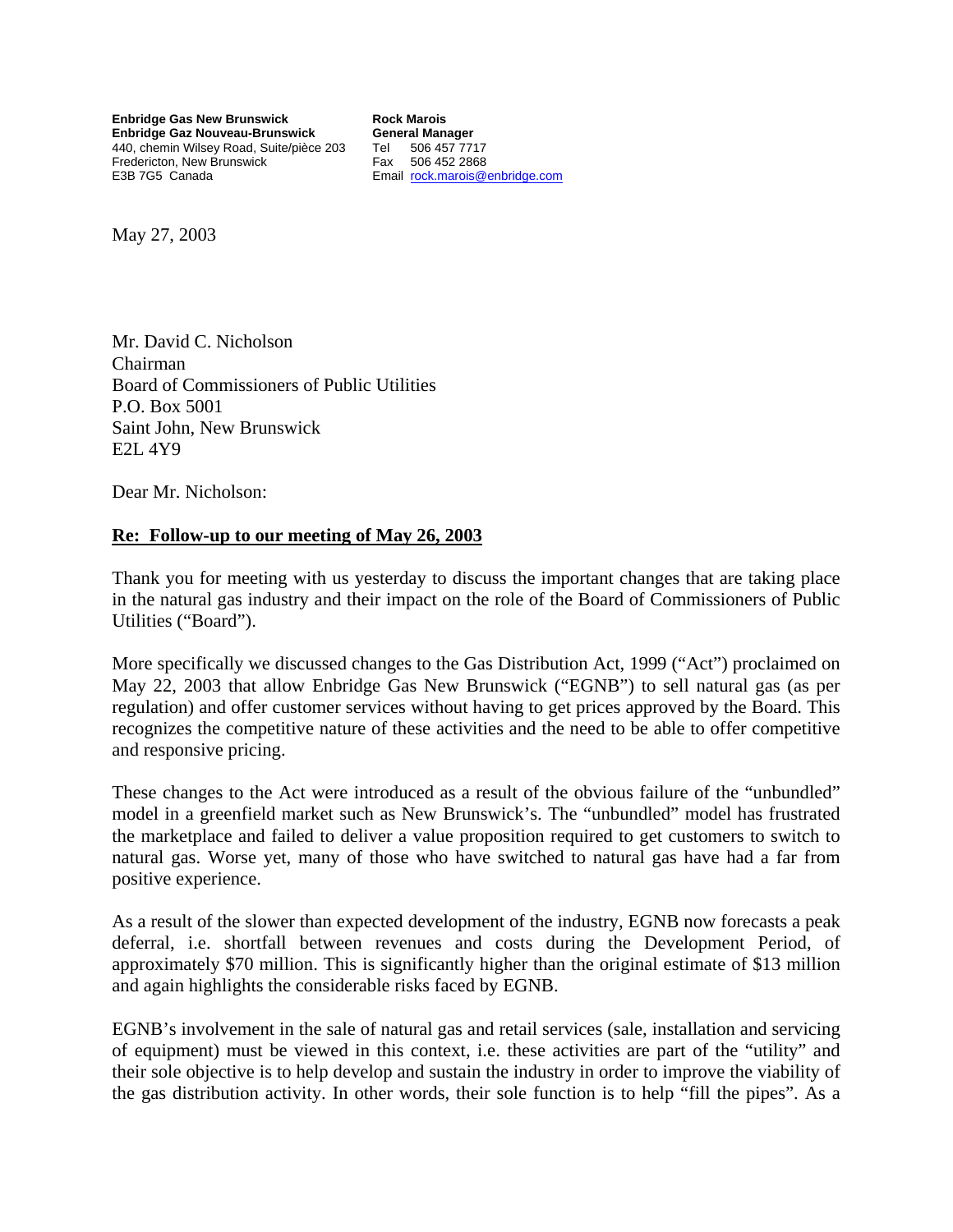**Enbridge Gas New Brunswick**
**Enbridge Gaz Nouveau-Brunswick**
440, chemin Wilsey Road, Suite/pièce 203
Fredericton, New Brunswick
E3B 7G5 Canada

**Rock Marois**
**General Manager**
Tel 506 457 7717
Fax 506 452 2868
Email rock.marois@enbridge.com

May 27, 2003

Mr. David C. Nicholson
Chairman
Board of Commissioners of Public Utilities
P.O. Box 5001
Saint John, New Brunswick
E2L 4Y9

Dear Mr. Nicholson:

**Re: Follow-up to our meeting of May 26, 2003**

Thank you for meeting with us yesterday to discuss the important changes that are taking place in the natural gas industry and their impact on the role of the Board of Commissioners of Public Utilities ("Board").

More specifically we discussed changes to the Gas Distribution Act, 1999 ("Act") proclaimed on May 22, 2003 that allow Enbridge Gas New Brunswick ("EGNB") to sell natural gas (as per regulation) and offer customer services without having to get prices approved by the Board. This recognizes the competitive nature of these activities and the need to be able to offer competitive and responsive pricing.

These changes to the Act were introduced as a result of the obvious failure of the "unbundled" model in a greenfield market such as New Brunswick's. The "unbundled" model has frustrated the marketplace and failed to deliver a value proposition required to get customers to switch to natural gas. Worse yet, many of those who have switched to natural gas have had a far from positive experience.

As a result of the slower than expected development of the industry, EGNB now forecasts a peak deferral, i.e. shortfall between revenues and costs during the Development Period, of approximately $70 million. This is significantly higher than the original estimate of $13 million and again highlights the considerable risks faced by EGNB.

EGNB's involvement in the sale of natural gas and retail services (sale, installation and servicing of equipment) must be viewed in this context, i.e. these activities are part of the "utility" and their sole objective is to help develop and sustain the industry in order to improve the viability of the gas distribution activity. In other words, their sole function is to help "fill the pipes". As a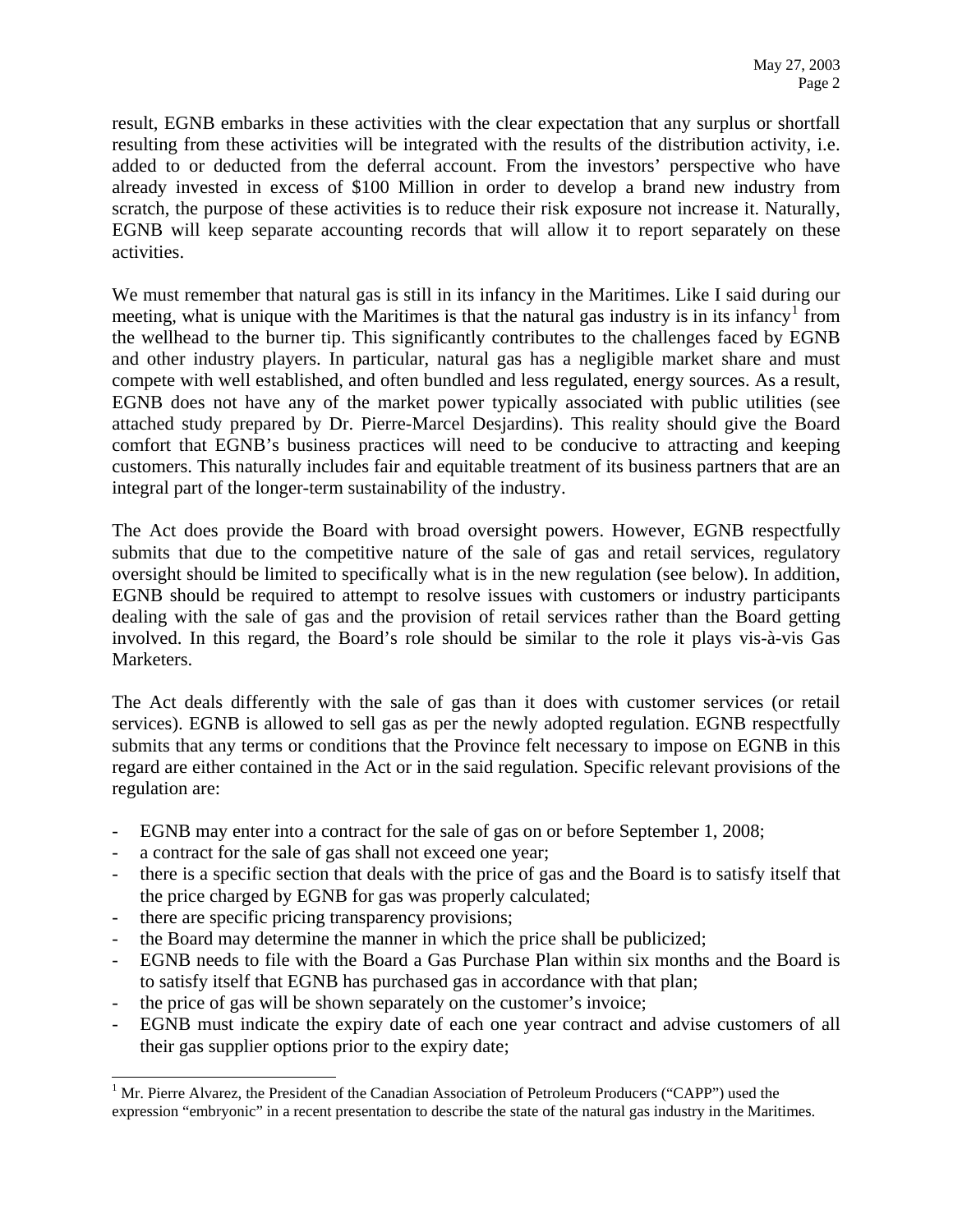result, EGNB embarks in these activities with the clear expectation that any surplus or shortfall resulting from these activities will be integrated with the results of the distribution activity, i.e. added to or deducted from the deferral account. From the investors' perspective who have already invested in excess of $100 Million in order to develop a brand new industry from scratch, the purpose of these activities is to reduce their risk exposure not increase it. Naturally, EGNB will keep separate accounting records that will allow it to report separately on these activities.

We must remember that natural gas is still in its infancy in the Maritimes. Like I said during our meeting, what is unique with the Maritimes is that the natural gas industry is in its infancy[1] from the wellhead to the burner tip. This significantly contributes to the challenges faced by EGNB and other industry players. In particular, natural gas has a negligible market share and must compete with well established, and often bundled and less regulated, energy sources. As a result, EGNB does not have any of the market power typically associated with public utilities (see attached study prepared by Dr. Pierre-Marcel Desjardins). This reality should give the Board comfort that EGNB's business practices will need to be conducive to attracting and keeping customers. This naturally includes fair and equitable treatment of its business partners that are an integral part of the longer-term sustainability of the industry.

The Act does provide the Board with broad oversight powers. However, EGNB respectfully submits that due to the competitive nature of the sale of gas and retail services, regulatory oversight should be limited to specifically what is in the new regulation (see below). In addition, EGNB should be required to attempt to resolve issues with customers or industry participants dealing with the sale of gas and the provision of retail services rather than the Board getting involved. In this regard, the Board's role should be similar to the role it plays vis-à-vis Gas Marketers.

The Act deals differently with the sale of gas than it does with customer services (or retail services). EGNB is allowed to sell gas as per the newly adopted regulation. EGNB respectfully submits that any terms or conditions that the Province felt necessary to impose on EGNB in this regard are either contained in the Act or in the said regulation. Specific relevant provisions of the regulation are:

- EGNB may enter into a contract for the sale of gas on or before September 1, 2008;
- a contract for the sale of gas shall not exceed one year;
- there is a specific section that deals with the price of gas and the Board is to satisfy itself that the price charged by EGNB for gas was properly calculated;
- there are specific pricing transparency provisions;
- the Board may determine the manner in which the price shall be publicized;
- EGNB needs to file with the Board a Gas Purchase Plan within six months and the Board is to satisfy itself that EGNB has purchased gas in accordance with that plan;
- the price of gas will be shown separately on the customer's invoice;
- EGNB must indicate the expiry date of each one year contract and advise customers of all their gas supplier options prior to the expiry date;

[1] Mr. Pierre Alvarez, the President of the Canadian Association of Petroleum Producers ("CAPP") used the expression "embryonic" in a recent presentation to describe the state of the natural gas industry in the Maritimes.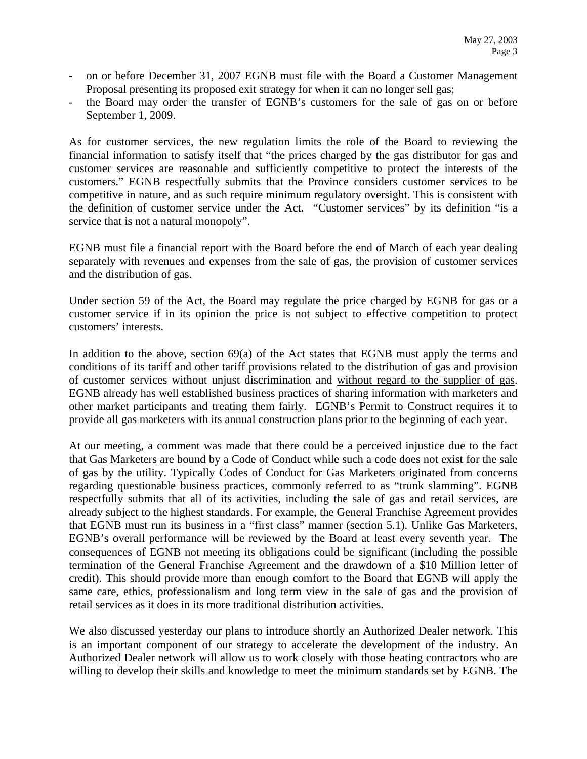- on or before December 31, 2007 EGNB must file with the Board a Customer Management Proposal presenting its proposed exit strategy for when it can no longer sell gas;
- the Board may order the transfer of EGNB's customers for the sale of gas on or before September 1, 2009.

As for customer services, the new regulation limits the role of the Board to reviewing the financial information to satisfy itself that "the prices charged by the gas distributor for gas and <u>customer services</u> are reasonable and sufficiently competitive to protect the interests of the customers." EGNB respectfully submits that the Province considers customer services to be competitive in nature, and as such require minimum regulatory oversight. This is consistent with the definition of customer service under the Act. "Customer services" by its definition "is a service that is not a natural monopoly".

EGNB must file a financial report with the Board before the end of March of each year dealing separately with revenues and expenses from the sale of gas, the provision of customer services and the distribution of gas.

Under section 59 of the Act, the Board may regulate the price charged by EGNB for gas or a customer service if in its opinion the price is not subject to effective competition to protect customers' interests.

In addition to the above, section 69(a) of the Act states that EGNB must apply the terms and conditions of its tariff and other tariff provisions related to the distribution of gas and provision of customer services without unjust discrimination and <u>without regard to the supplier of gas</u>. EGNB already has well established business practices of sharing information with marketers and other market participants and treating them fairly. EGNB's Permit to Construct requires it to provide all gas marketers with its annual construction plans prior to the beginning of each year.

At our meeting, a comment was made that there could be a perceived injustice due to the fact that Gas Marketers are bound by a Code of Conduct while such a code does not exist for the sale of gas by the utility. Typically Codes of Conduct for Gas Marketers originated from concerns regarding questionable business practices, commonly referred to as "trunk slamming". EGNB respectfully submits that all of its activities, including the sale of gas and retail services, are already subject to the highest standards. For example, the General Franchise Agreement provides that EGNB must run its business in a "first class" manner (section 5.1). Unlike Gas Marketers, EGNB's overall performance will be reviewed by the Board at least every seventh year. The consequences of EGNB not meeting its obligations could be significant (including the possible termination of the General Franchise Agreement and the drawdown of a $10 Million letter of credit). This should provide more than enough comfort to the Board that EGNB will apply the same care, ethics, professionalism and long term view in the sale of gas and the provision of retail services as it does in its more traditional distribution activities.

We also discussed yesterday our plans to introduce shortly an Authorized Dealer network. This is an important component of our strategy to accelerate the development of the industry. An Authorized Dealer network will allow us to work closely with those heating contractors who are willing to develop their skills and knowledge to meet the minimum standards set by EGNB. The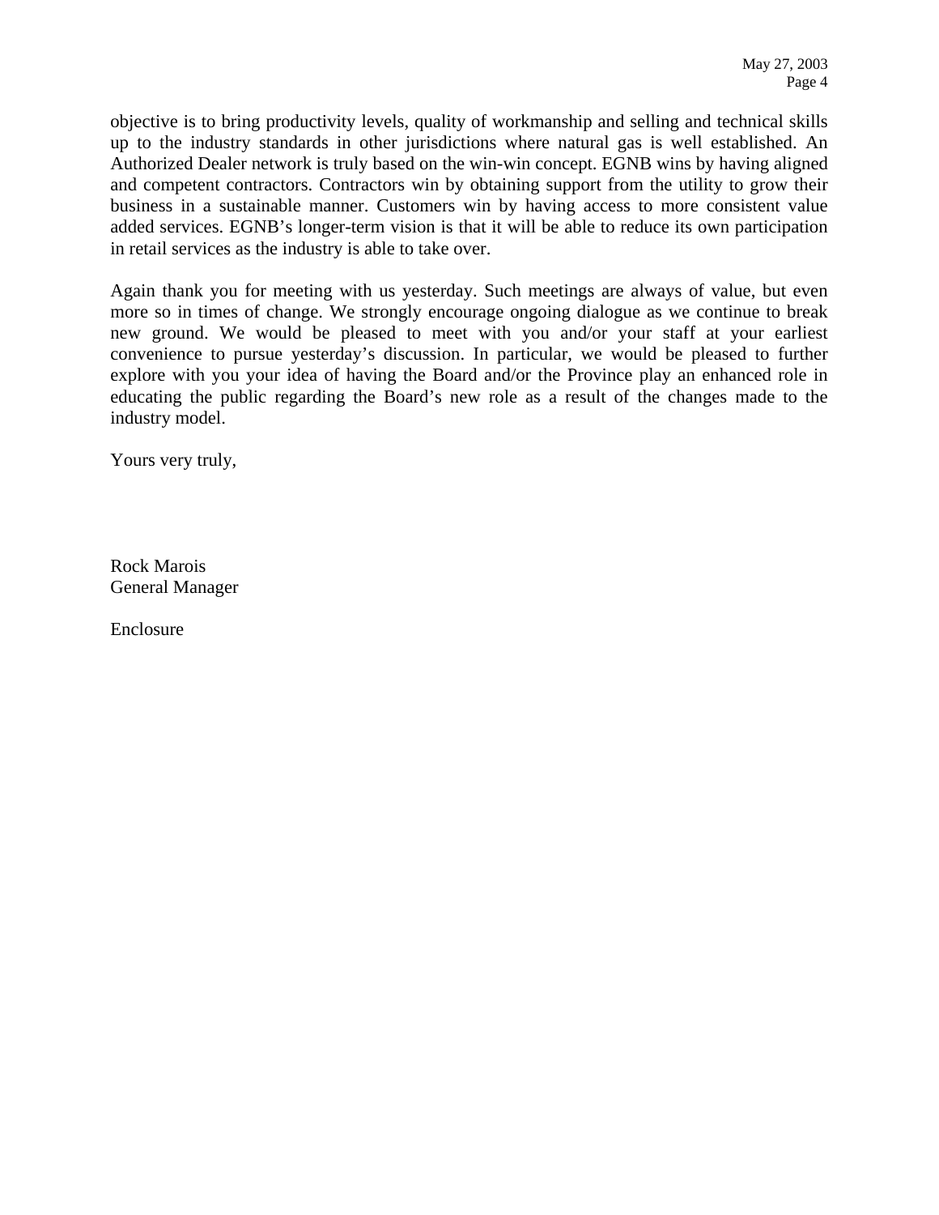objective is to bring productivity levels, quality of workmanship and selling and technical skills up to the industry standards in other jurisdictions where natural gas is well established. An Authorized Dealer network is truly based on the win-win concept. EGNB wins by having aligned and competent contractors. Contractors win by obtaining support from the utility to grow their business in a sustainable manner. Customers win by having access to more consistent value added services. EGNB's longer-term vision is that it will be able to reduce its own participation in retail services as the industry is able to take over.

Again thank you for meeting with us yesterday. Such meetings are always of value, but even more so in times of change. We strongly encourage ongoing dialogue as we continue to break new ground. We would be pleased to meet with you and/or your staff at your earliest convenience to pursue yesterday's discussion. In particular, we would be pleased to further explore with you your idea of having the Board and/or the Province play an enhanced role in educating the public regarding the Board's new role as a result of the changes made to the industry model.

Yours very truly,

Rock Marois
General Manager

Enclosure